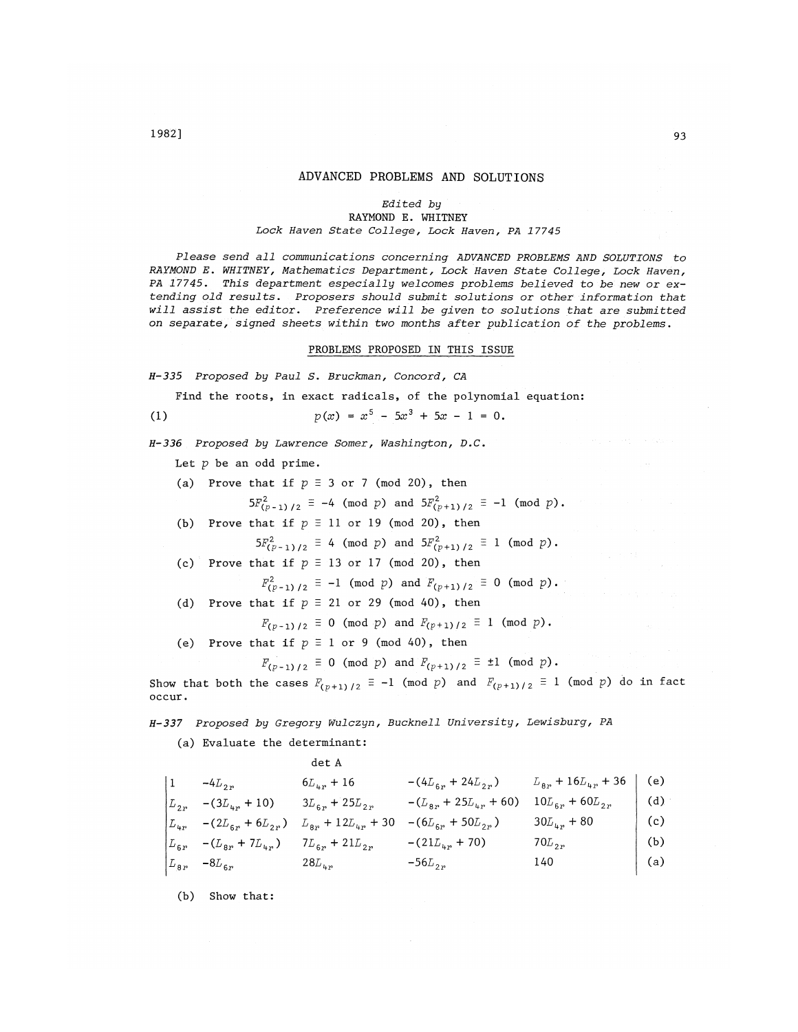# ADVANCED PROBLEMS AND SOLUTIONS

*Edited by*
RAYMOND E. WHITNEY
*Lock Haven State College, Lock Haven, PA 17745*

*Please send all communications concerning ADVANCED PROBLEMS AND SOLUTIONS to RAYMOND E. WHITNEY, Mathematics Department, Lock Haven State College, Lock Haven, PA 17745. This department especially welcomes problems believed to be new or extending old results. Proposers should submit solutions or other information that will assist the editor. Preference will be given to solutions that are submitted on separate, signed sheets within two months after publication of the problems.*

## PROBLEMS PROPOSED IN THIS ISSUE

*H-335 Proposed by Paul S. Bruckman, Concord, CA*

Find the roots, in exact radicals, of the polynomial equation:

$$p(x) = x^5 - 5x^3 + 5x - 1 = 0. \tag{1}$$

*H-336 Proposed by Lawrence Somer, Washington, D.C.*

Let $p$ be an odd prime.

(a) Prove that if $p \equiv 3$ or $7 \pmod{20}$, then

$$5F^2_{(p-1)/2} \equiv -4 \pmod{p} \text{ and } 5F^2_{(p+1)/2} \equiv -1 \pmod{p}.$$

(b) Prove that if $p \equiv 11$ or $19 \pmod{20}$, then

$$5F^2_{(p-1)/2} \equiv 4 \pmod{p} \text{ and } 5F^2_{(p+1)/2} \equiv 1 \pmod{p}.$$

(c) Prove that if $p \equiv 13$ or $17 \pmod{20}$, then

$$F^2_{(p-1)/2} \equiv -1 \pmod{p} \text{ and } F_{(p+1)/2} \equiv 0 \pmod{p}.$$

(d) Prove that if $p \equiv 21$ or $29 \pmod{40}$, then

$$F_{(p-1)/2} \equiv 0 \pmod{p} \text{ and } F_{(p+1)/2} \equiv 1 \pmod{p}.$$

(e) Prove that if $p \equiv 1$ or $9 \pmod{40}$, then

$$F_{(p-1)/2} \equiv 0 \pmod{p} \text{ and } F_{(p+1)/2} \equiv \pm 1 \pmod{p}.$$

Show that both the cases $F_{(p+1)/2} \equiv -1 \pmod{p}$ and $F_{(p+1)/2} \equiv 1 \pmod{p}$ do in fact occur.

*H-337 Proposed by Gregory Wulczyn, Bucknell University, Lewisburg, PA*

(a) Evaluate the determinant:

det A

$$\begin{vmatrix} 1 & -4L_{2r} & 6L_{4r}+16 & -(4L_{6r}+24L_{2r}) & L_{8r}+16L_{4r}+36 \\ L_{2r} & -(3L_{4r}+10) & 3L_{6r}+25L_{2r} & -(L_{8r}+25L_{4r}+60) & 10L_{6r}+60L_{2r} \\ L_{4r} & -(2L_{6r}+6L_{2r}) & L_{8r}+12L_{4r}+30 & -(6L_{6r}+50L_{2r}) & 30L_{4r}+80 \\ L_{6r} & -(L_{8r}+7L_{4r}) & 7L_{6r}+21L_{2r} & -(21L_{4r}+70) & 70L_{2r} \\ L_{8r} & -8L_{6r} & 28L_{4r} & -56L_{2r} & 140 \end{vmatrix} \begin{matrix} \text{(e)} \\ \text{(d)} \\ \text{(c)} \\ \text{(b)} \\ \text{(a)} \end{matrix}$$

(b) Show that: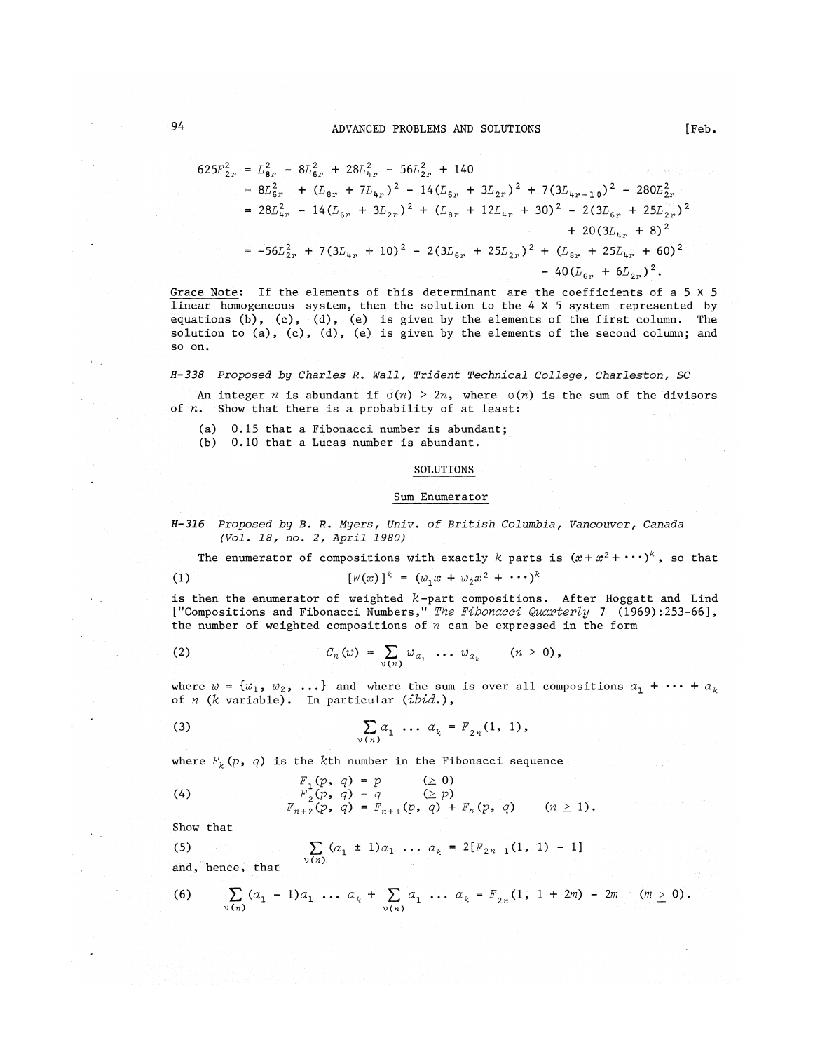$$
\begin{aligned}
625F_{2r}^2 &= L_{8r}^2 - 8L_{6r}^2 + 28L_{4r}^2 - 56L_{2r}^2 + 140\\
&= 8L_{6r}^2 + (L_{8r} + 7L_{4r})^2 - 14(L_{6r} + 3L_{2r})^2 + 7(3L_{4r+10})^2 - 280L_{2r}^2\\
&= 28L_{4r}^2 - 14(L_{6r} + 3L_{2r})^2 + (L_{8r} + 12L_{4r} + 30)^2 - 2(3L_{6r} + 25L_{2r})^2\\
&\qquad + 20(3L_{4r} + 8)^2\\
&= -56L_{2r}^2 + 7(3L_{4r} + 10)^2 - 2(3L_{6r} + 25L_{2r})^2 + (L_{8r} + 25L_{4r} + 60)^2\\
&\qquad - 40(L_{6r} + 6L_{2r})^2.
\end{aligned}
$$

Grace Note: If the elements of this determinant are the coefficients of a $5 \times 5$ linear homogeneous system, then the solution to the $4 \times 5$ system represented by equations (b), (c), (d), (e) is given by the elements of the first column. The solution to (a), (c), (d), (e) is given by the elements of the second column; and so on.

*H-338 Proposed by Charles R. Wall, Trident Technical College, Charleston, SC*

An integer $n$ is abundant if $\sigma(n) > 2n$, where $\sigma(n)$ is the sum of the divisors of $n$. Show that there is a probability of at least:

(a) 0.15 that a Fibonacci number is abundant;
(b) 0.10 that a Lucas number is abundant.

## SOLUTIONS

### Sum Enumerator

*H-316 Proposed by B. R. Myers, Univ. of British Columbia, Vancouver, Canada (Vol. 18, no. 2, April 1980)*

The enumerator of compositions with exactly $k$ parts is $(x + x^2 + \cdots)^k$, so that

$$[W(x)]^k = (w_1 x + w_2 x^2 + \cdots)^k \tag{1}$$

is then the enumerator of weighted $k$-part compositions. After Hoggatt and Lind ["Compositions and Fibonacci Numbers," *The Fibonacci Quarterly* 7 (1969):253-66], the number of weighted compositions of $n$ can be expressed in the form

$$C_n(w) = \sum_{\nu(n)} w_{a_1} \cdots w_{a_k} \qquad (n > 0), \tag{2}$$

where $w = \{w_1, w_2, \ldots\}$ and where the sum is over all compositions $a_1 + \cdots + a_k$ of $n$ ($k$ variable). In particular (*ibid.*),

$$\sum_{\nu(n)} a_1 \cdots a_k = F_{2n}(1, 1), \tag{3}$$

where $F_k(p, q)$ is the $k$th number in the Fibonacci sequence

$$
\begin{aligned}
F_1(p, q) &= p \qquad (\geq 0)\\
F_2(p, q) &= q \qquad (\geq p)\\
F_{n+2}(p, q) &= F_{n+1}(p, q) + F_n(p, q) \qquad (n \geq 1).
\end{aligned} \tag{4}
$$

Show that

$$\sum_{\nu(n)} (a_1 \pm 1)a_1 \cdots a_k = 2[F_{2n-1}(1, 1) - 1] \tag{5}$$

and, hence, that

$$\sum_{\nu(n)} (a_1 - 1)a_1 \cdots a_k + \sum_{\nu(n)} a_1 \cdots a_k = F_{2n}(1, 1 + 2m) - 2m \qquad (m \geq 0). \tag{6}$$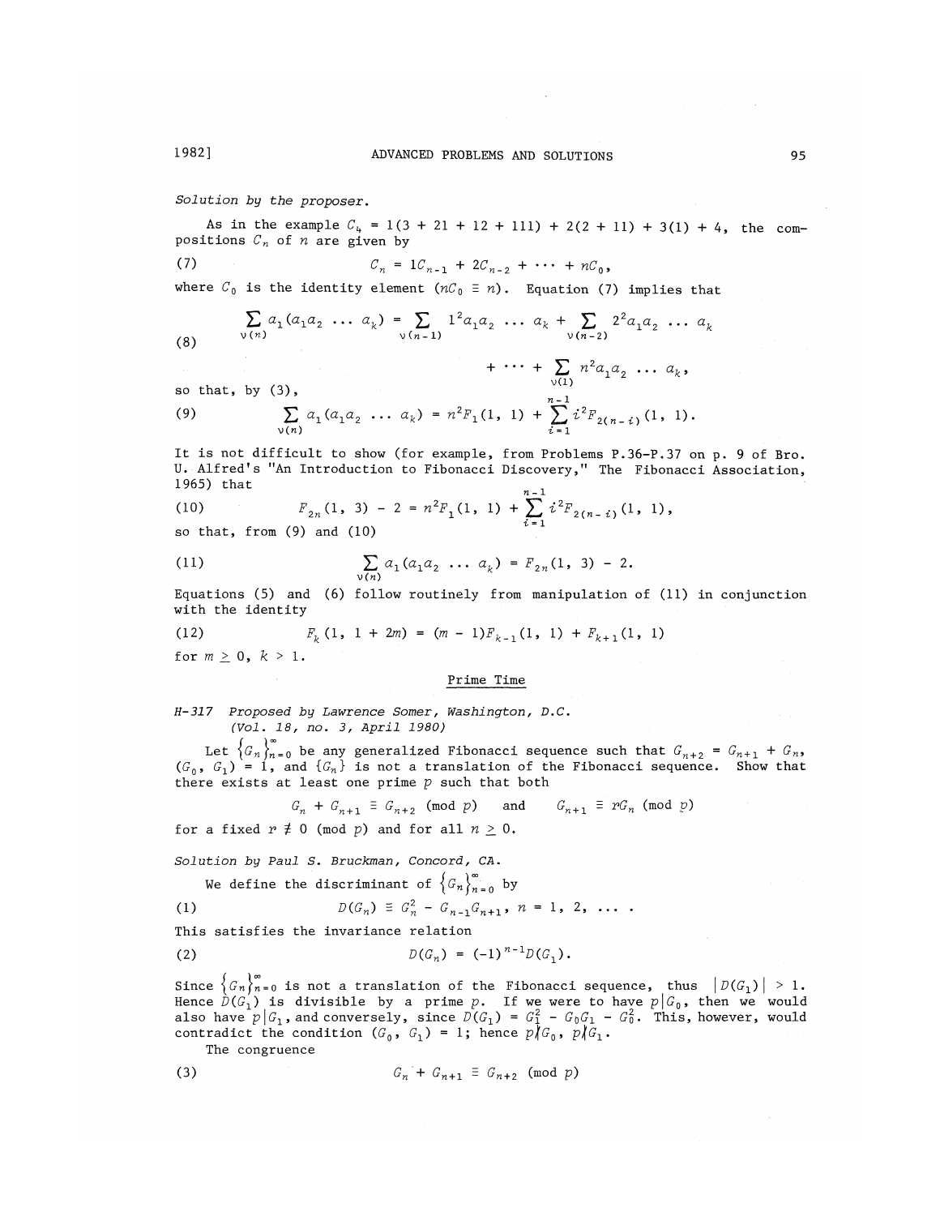*Solution by the proposer.*

As in the example $C_4 = 1(3 + 21 + 12 + 111) + 2(2 + 11) + 3(1) + 4$, the compositions $C_n$ of $n$ are given by

$$C_n = 1C_{n-1} + 2C_{n-2} + \cdots + nC_0, \tag{7}$$

where $C_0$ is the identity element ($nC_0 \equiv n$). Equation (7) implies that

$$\sum_{\nu(n)} a_1(a_1a_2 \ldots a_k) = \sum_{\nu(n-1)} 1^2 a_1a_2 \ldots a_k + \sum_{\nu(n-2)} 2^2 a_1a_2 \ldots a_k + \cdots + \sum_{\nu(1)} n^2 a_1a_2 \ldots a_k, \tag{8}$$

so that, by (3),

$$\sum_{\nu(n)} a_1(a_1a_2 \ldots a_k) = n^2F_1(1, 1) + \sum_{i=1}^{n-1} i^2F_{2(n-i)}(1, 1). \tag{9}$$

It is not difficult to show (for example, from Problems P.36-P.37 on p. 9 of Bro. U. Alfred's "An Introduction to Fibonacci Discovery," The Fibonacci Association, 1965) that

$$F_{2n}(1, 3) - 2 = n^2F_1(1, 1) + \sum_{i=1}^{n-1} i^2F_{2(n-i)}(1, 1), \tag{10}$$

so that, from (9) and (10)

$$\sum_{\nu(n)} a_1(a_1a_2 \ldots a_k) = F_{2n}(1, 3) - 2. \tag{11}$$

Equations (5) and (6) follow routinely from manipulation of (11) in conjunction with the identity

$$F_k(1, 1 + 2m) = (m - 1)F_{k-1}(1, 1) + F_{k+1}(1, 1) \tag{12}$$

for $m \geq 0$, $k > 1$.

## Prime Time

H-317 *Proposed by Lawrence Somer, Washington, D.C.*
*(Vol. 18, no. 3, April 1980)*

Let $\{G_n\}_{n=0}^{\infty}$ be any generalized Fibonacci sequence such that $G_{n+2} = G_{n+1} + G_n$, $(G_0, G_1) = 1$, and $\{G_n\}$ is not a translation of the Fibonacci sequence. Show that there exists at least one prime $p$ such that both

$$G_n + G_{n+1} \equiv G_{n+2} \pmod{p} \quad \text{and} \quad G_{n+1} \equiv rG_n \pmod{p}$$

for a fixed $r \not\equiv 0 \pmod{p}$ and for all $n \geq 0$.

*Solution by Paul S. Bruckman, Concord, CA.*

We define the discriminant of $\{G_n\}_{n=0}^{\infty}$ by

$$D(G_n) \equiv G_n^2 - G_{n-1}G_{n+1}, \quad n = 1, 2, \ldots . \tag{1}$$

This satisfies the invariance relation

$$D(G_n) = (-1)^{n-1}D(G_1). \tag{2}$$

Since $\{G_n\}_{n=0}^{\infty}$ is not a translation of the Fibonacci sequence, thus $|D(G_1)| > 1$. Hence $D(G_1)$ is divisible by a prime $p$. If we were to have $p | G_0$, then we would also have $p | G_1$, and conversely, since $D(G_1) = G_1^2 - G_0G_1 - G_0^2$. This, however, would contradict the condition $(G_0, G_1) = 1$; hence $p \nmid G_0$, $p \nmid G_1$.

The congruence

$$G_n + G_{n+1} \equiv G_{n+2} \pmod{p} \tag{3}$$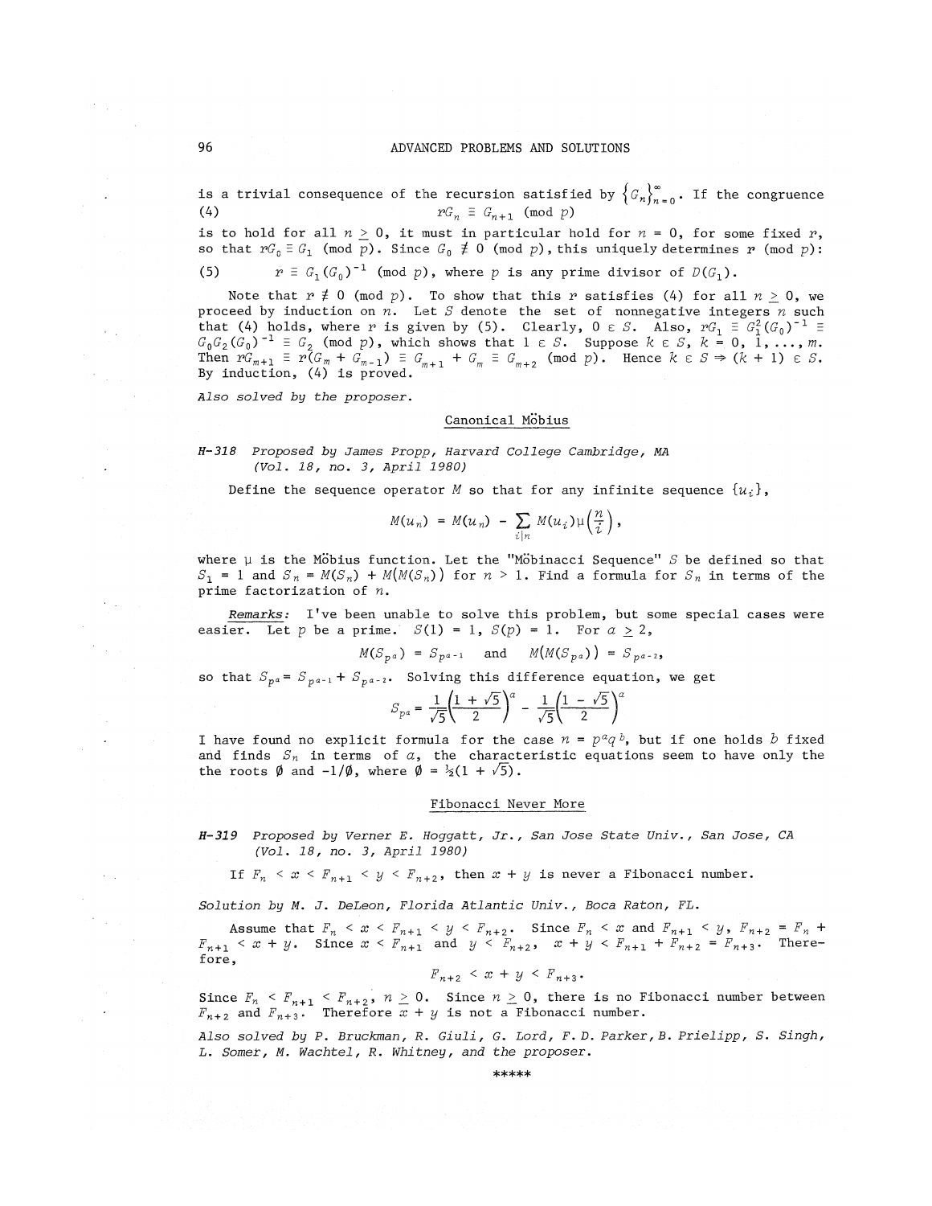is a trivial consequence of the recursion satisfied by $\{G_n\}_{n=0}^{\infty}$. If the congruence

$$(4) \qquad rG_n \equiv G_{n+1} \pmod{p}$$

is to hold for all $n \geq 0$, it must in particular hold for $n = 0$, for some fixed $r$, so that $rG_0 \equiv G_1 \pmod{p}$. Since $G_0 \not\equiv 0 \pmod{p}$, this uniquely determines $r \pmod{p}$:

$$(5) \qquad r \equiv G_1(G_0)^{-1} \pmod{p}, \text{ where } p \text{ is any prime divisor of } D(G_1).$$

Note that $r \not\equiv 0 \pmod{p}$. To show that this $r$ satisfies (4) for all $n \geq 0$, we proceed by induction on $n$. Let $S$ denote the set of nonnegative integers $n$ such that (4) holds, where $r$ is given by (5). Clearly, $0 \in S$. Also, $rG_1 \equiv G_1^2(G_0)^{-1} \equiv G_0G_2(G_0)^{-1} \equiv G_2 \pmod{p}$, which shows that $1 \in S$. Suppose $k \in S$, $k = 0, 1, \ldots, m$. Then $rG_{m+1} \equiv r(G_m + G_{m-1}) \equiv G_{m+1} + G_m \equiv G_{m+2} \pmod{p}$. Hence $k \in S \Rightarrow (k+1) \in S$. By induction, (4) is proved.

*Also solved by the proposer.*

## Canonical Möbius

*H-318 Proposed by James Propp, Harvard College Cambridge, MA (Vol. 18, no. 3, April 1980)*

Define the sequence operator $M$ so that for any infinite sequence $\{u_i\}$,

$$M(u_n) = M(u_n) - \sum_{i|n} M(u_i)\mu\left(\frac{n}{i}\right),$$

where $\mu$ is the Möbius function. Let the "Möbinacci Sequence" $S$ be defined so that $S_1 = 1$ and $S_n = M(S_n) + M(M(S_n))$ for $n > 1$. Find a formula for $S_n$ in terms of the prime factorization of $n$.

Remarks: I've been unable to solve this problem, but some special cases were easier. Let $p$ be a prime. $S(1) = 1$, $S(p) = 1$. For $a \geq 2$,

$$M(S_{p^a}) = S_{p^{a-1}} \quad \text{and} \quad M(M(S_{p^a})) = S_{p^{a-2}},$$

so that $S_{p^a} = S_{p^{a-1}} + S_{p^{a-2}}$. Solving this difference equation, we get

$$S_{p^a} = \frac{1}{\sqrt{5}}\left(\frac{1+\sqrt{5}}{2}\right)^a - \frac{1}{\sqrt{5}}\left(\frac{1-\sqrt{5}}{2}\right)^a$$

I have found no explicit formula for the case $n = p^a q^b$, but if one holds $b$ fixed and finds $S_n$ in terms of $a$, the characteristic equations seem to have only the the roots $\phi$ and $-1/\phi$, where $\phi = \frac{1}{2}(1 + \sqrt{5})$.

## Fibonacci Never More

*H-319 Proposed by Verner E. Hoggatt, Jr., San Jose State Univ., San Jose, CA (Vol. 18, no. 3, April 1980)*

If $F_n < x < F_{n+1} < y < F_{n+2}$, then $x + y$ is never a Fibonacci number.

*Solution by M. J. DeLeon, Florida Atlantic Univ., Boca Raton, FL.*

Assume that $F_n < x < F_{n+1} < y < F_{n+2}$. Since $F_n < x$ and $F_{n+1} < y$, $F_{n+2} = F_n + F_{n+1} < x + y$. Since $x < F_{n+1}$ and $y < F_{n+2}$, $x + y < F_{n+1} + F_{n+2} = F_{n+3}$. Therefore,

$$F_{n+2} < x + y < F_{n+3}.$$

Since $F_n < F_{n+1} < F_{n+2}$, $n \geq 0$. Since $n \geq 0$, there is no Fibonacci number between $F_{n+2}$ and $F_{n+3}$. Therefore $x + y$ is not a Fibonacci number.

*Also solved by P. Bruckman, R. Giuli, G. Lord, F. D. Parker, B. Prielipp, S. Singh, L. Somer, M. Wachtel, R. Whitney, and the proposer.*

\*\*\*\*\*